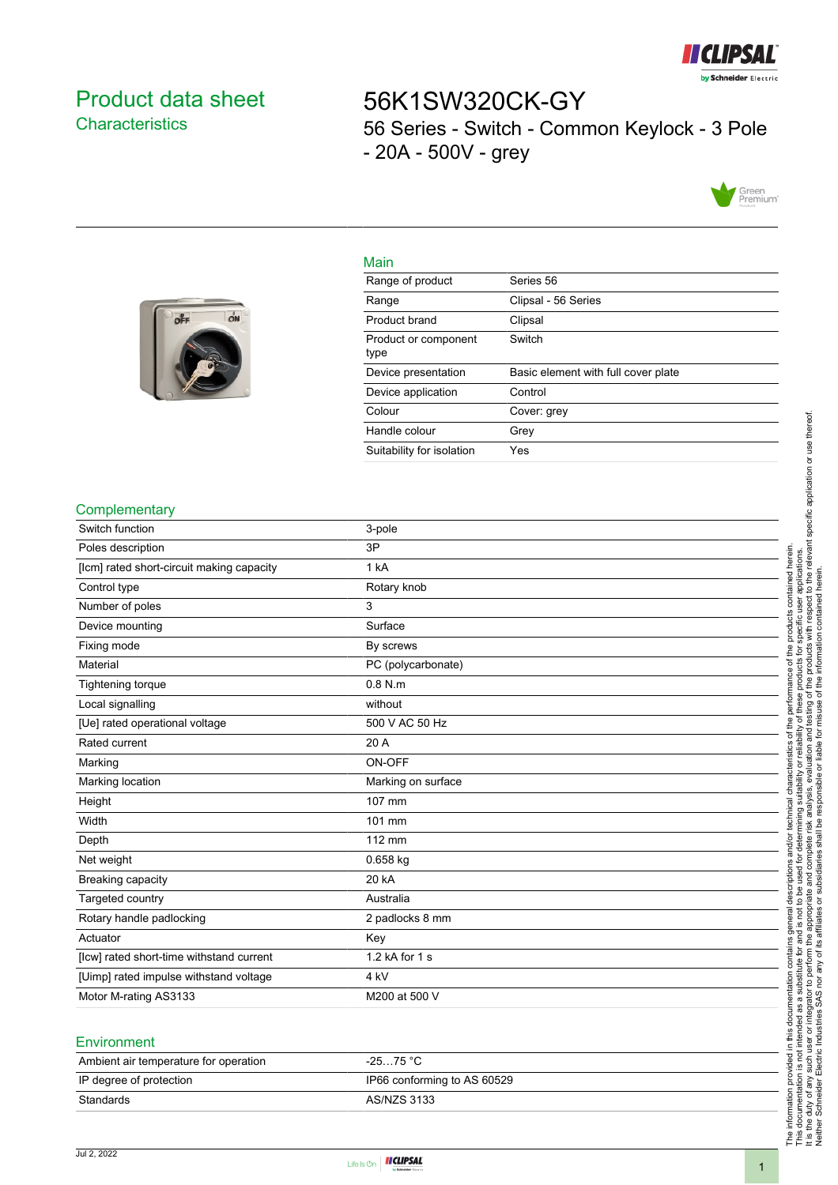# Product data sheet
## Characteristics

# 56K1SW320CK-GY
## 56 Series - Switch - Common Keylock - 3 Pole - 20A - 500V - grey

### Main

| | |
|---|---|
| Range of product | Series 56 |
| Range | Clipsal - 56 Series |
| Product brand | Clipsal |
| Product or component type | Switch |
| Device presentation | Basic element with full cover plate |
| Device application | Control |
| Colour | Cover: grey |
| Handle colour | Grey |
| Suitability for isolation | Yes |

### Complementary

| | |
|---|---|
| Switch function | 3-pole |
| Poles description | 3P |
| [Icm] rated short-circuit making capacity | 1 kA |
| Control type | Rotary knob |
| Number of poles | 3 |
| Device mounting | Surface |
| Fixing mode | By screws |
| Material | PC (polycarbonate) |
| Tightening torque | 0.8 N.m |
| Local signalling | without |
| [Ue] rated operational voltage | 500 V AC 50 Hz |
| Rated current | 20 A |
| Marking | ON-OFF |
| Marking location | Marking on surface |
| Height | 107 mm |
| Width | 101 mm |
| Depth | 112 mm |
| Net weight | 0.658 kg |
| Breaking capacity | 20 kA |
| Targeted country | Australia |
| Rotary handle padlocking | 2 padlocks 8 mm |
| Actuator | Key |
| [Icw] rated short-time withstand current | 1.2 kA for 1 s |
| [Uimp] rated impulse withstand voltage | 4 kV |
| Motor M-rating AS3133 | M200 at 500 V |

### Environment

| | |
|---|---|
| Ambient air temperature for operation | -25…75 °C |
| IP degree of protection | IP66 conforming to AS 60529 |
| Standards | AS/NZS 3133 |

The information provided in this documentation contains general descriptions and/or technical characteristics of the performance of the products contained herein.
This documentation is not intended as a substitute for and is not to be used for determining suitability or reliability of these products for specific user applications.
It is the duty of any such user or integrator to perform the appropriate and complete risk analysis, evaluation and testing of the products with respect to the relevant specific application or use thereof.
Neither Schneider Electric Industries SAS nor any of its affiliates or subsidiaries shall be responsible or liable for misuse of the information contained herein.

Jul 2, 2022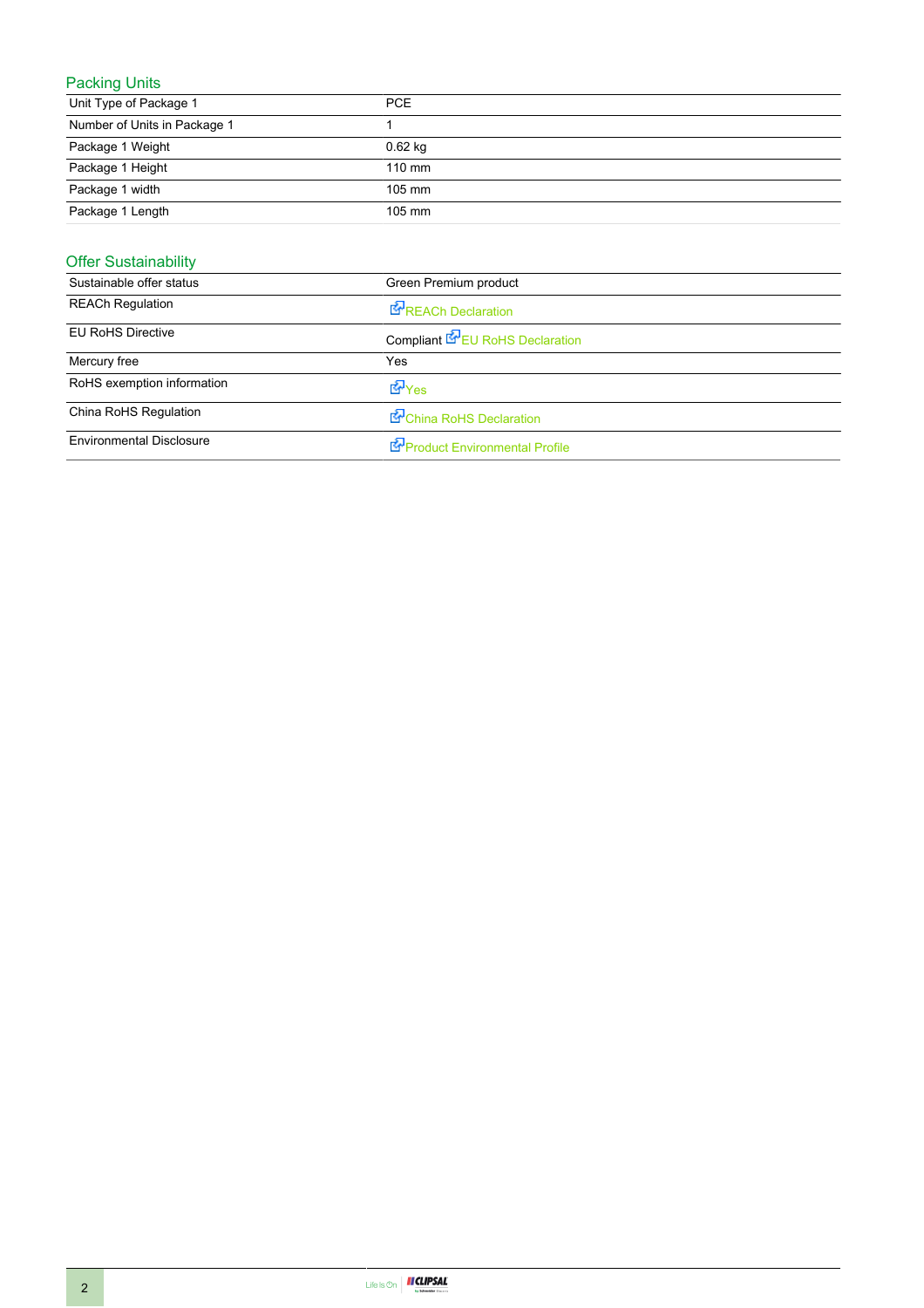## Packing Units

| | |
|---|---|
| Unit Type of Package 1 | PCE |
| Number of Units in Package 1 | 1 |
| Package 1 Weight | 0.62 kg |
| Package 1 Height | 110 mm |
| Package 1 width | 105 mm |
| Package 1 Length | 105 mm |

## Offer Sustainability

| | |
|---|---|
| Sustainable offer status | Green Premium product |
| REACh Regulation | REACh Declaration |
| EU RoHS Directive | Compliant EU RoHS Declaration |
| Mercury free | Yes |
| RoHS exemption information | Yes |
| China RoHS Regulation | China RoHS Declaration |
| Environmental Disclosure | Product Environmental Profile |